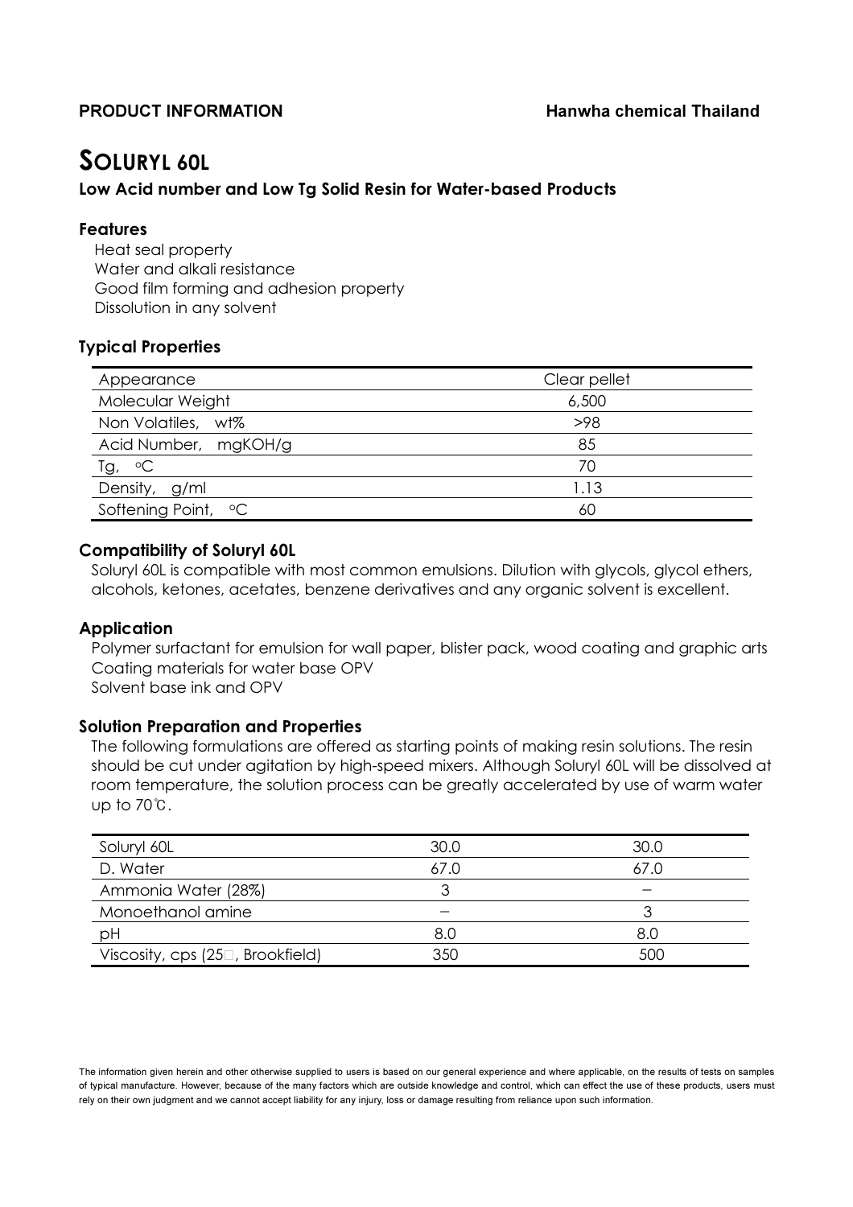**PRODUCT INFORMATION** **Hanwha chemical Thailand**

# SOLURYL 60L

**Low Acid number and Low Tg Solid Resin for Water-based Products**

## Features

Heat seal property
Water and alkali resistance
Good film forming and adhesion property
Dissolution in any solvent

## Typical Properties

| | |
|---|---|
| Appearance | Clear pellet |
| Molecular Weight | 6,500 |
| Non Volatiles, wt% | >98 |
| Acid Number, mgKOH/g | 85 |
| Tg, °C | 70 |
| Density, g/ml | 1.13 |
| Softening Point, °C | 60 |

## Compatibility of Soluryl 60L

Soluryl 60L is compatible with most common emulsions. Dilution with glycols, glycol ethers, alcohols, ketones, acetates, benzene derivatives and any organic solvent is excellent.

## Application

Polymer surfactant for emulsion for wall paper, blister pack, wood coating and graphic arts
Coating materials for water base OPV
Solvent base ink and OPV

## Solution Preparation and Properties

The following formulations are offered as starting points of making resin solutions. The resin should be cut under agitation by high-speed mixers. Although Soluryl 60L will be dissolved at room temperature, the solution process can be greatly accelerated by use of warm water up to 70℃.

| | | |
|---|---|---|
| Soluryl 60L | 30.0 | 30.0 |
| D. Water | 67.0 | 67.0 |
| Ammonia Water (28%) | 3 | – |
| Monoethanol amine | – | 3 |
| pH | 8.0 | 8.0 |
| Viscosity, cps (25□, Brookfield) | 350 | 500 |

The information given herein and other otherwise supplied to users is based on our general experience and where applicable, on the results of tests on samples of typical manufacture. However, because of the many factors which are outside knowledge and control, which can effect the use of these products, users must rely on their own judgment and we cannot accept liability for any injury, loss or damage resulting from reliance upon such information.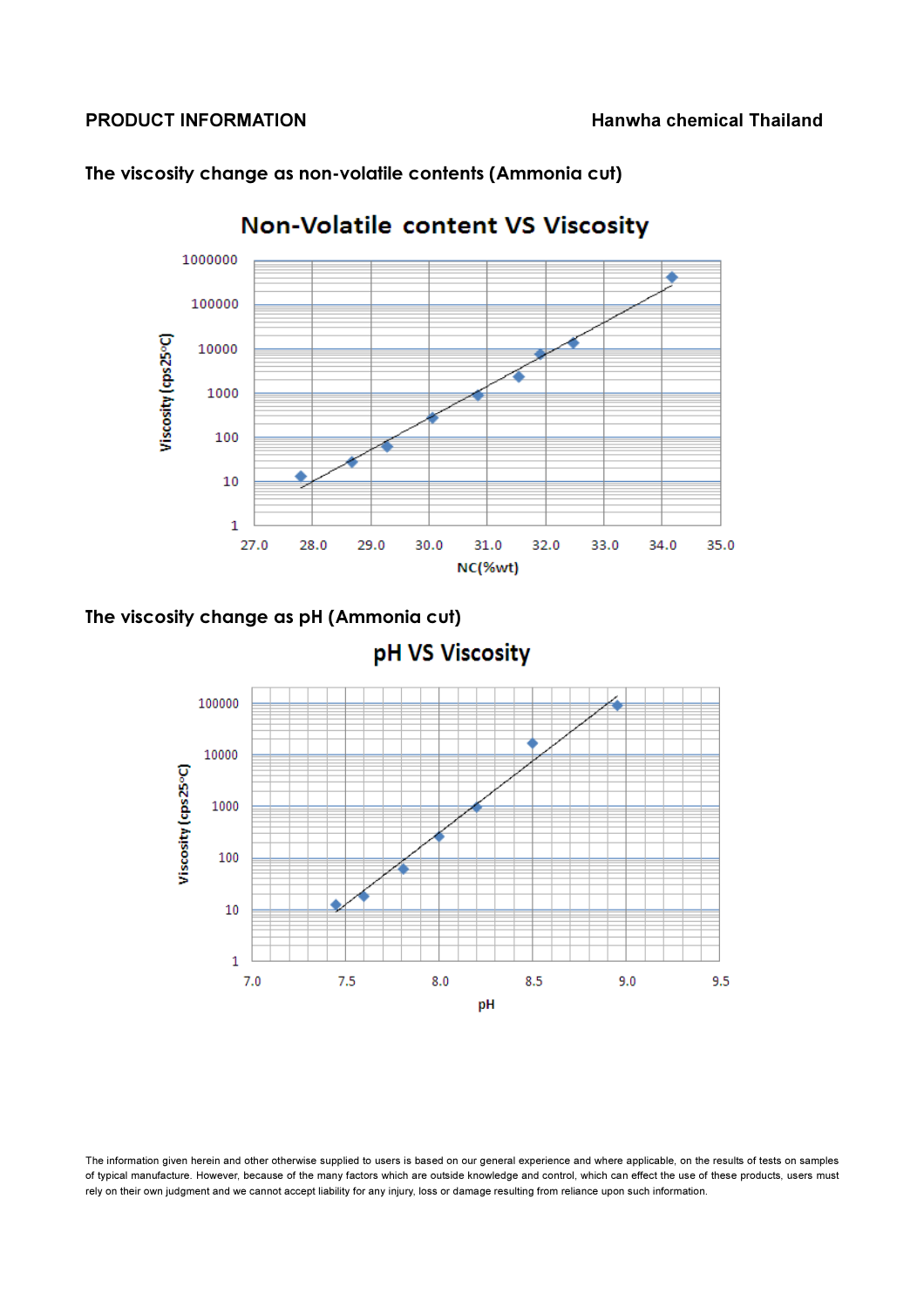PRODUCT INFORMATION

Hanwha chemical Thailand

## The viscosity change as non-volatile contents (Ammonia cut)

Non-Volatile content VS Viscosity

Viscosity (cps25°C)

1000000
100000
10000
1000
100
10
1

27.0 28.0 29.0 30.0 31.0 32.0 33.0 34.0 35.0

NC(%wt)

## The viscosity change as pH (Ammonia cut)

pH VS Viscosity

Viscosity (cps25°C)

100000
10000
1000
100
10
1

7.0 7.5 8.0 8.5 9.0 9.5

pH

The information given herein and other otherwise supplied to users is based on our general experience and where applicable, on the results of tests on samples of typical manufacture. However, because of the many factors which are outside knowledge and control, which can effect the use of these products, users must rely on their own judgment and we cannot accept liability for any injury, loss or damage resulting from reliance upon such information.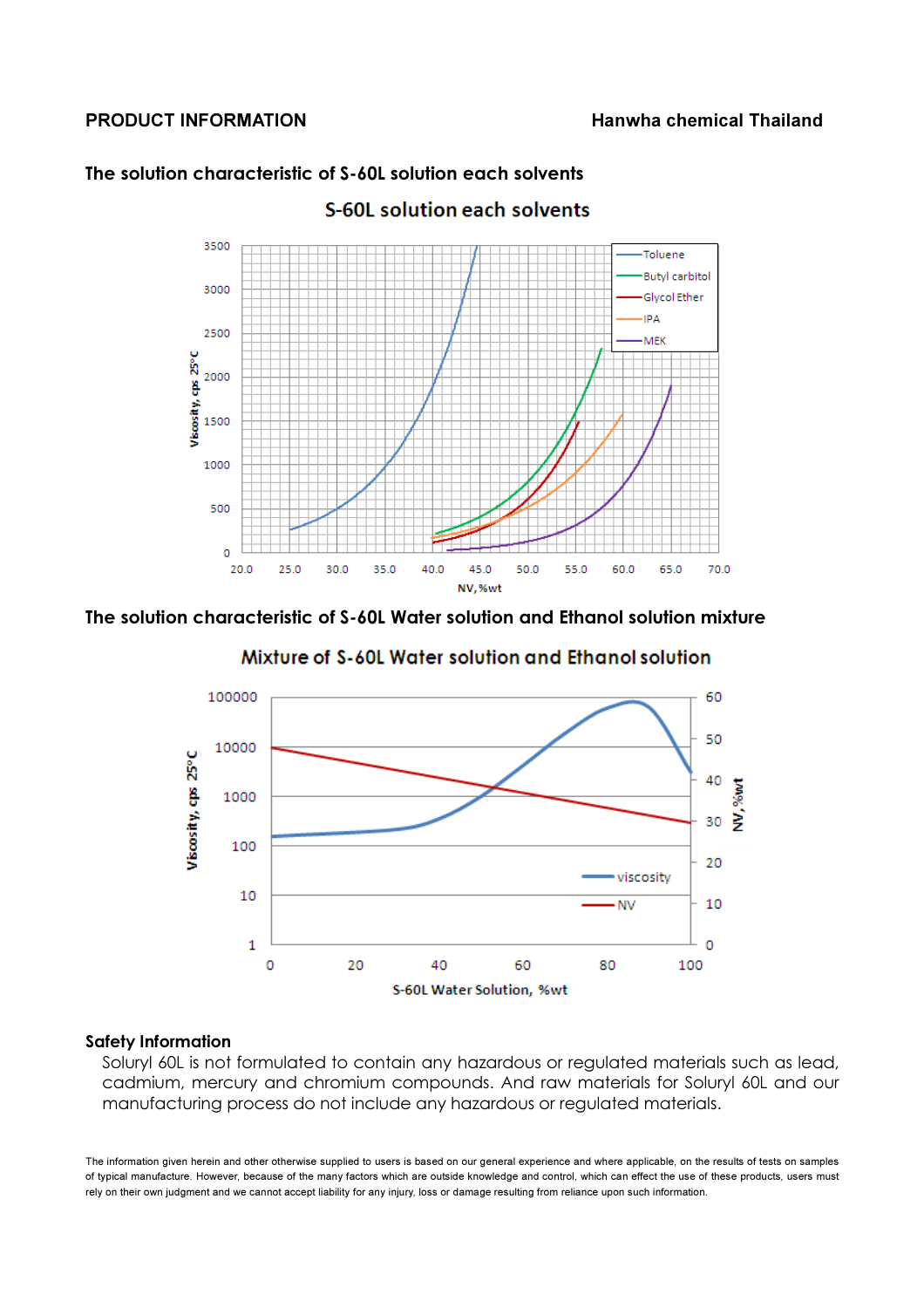PRODUCT INFORMATION

Hanwha chemical Thailand

## The solution characteristic of S-60L solution each solvents

S-60L solution each solvents

Toluene
Butyl carbitol
Glycol Ether
IPA
MEK

Viscosity, cps 25°C

3500
3000
2500
2000
1500
1000
500
0

20.0 25.0 30.0 35.0 40.0 45.0 50.0 55.0 60.0 65.0 70.0

NV, %wt

## The solution characteristic of S-60L Water solution and Ethanol solution mixture

Mixture of S-60L Water solution and Ethanol solution

Viscosity, cps 25°C

100000
10000
1000
100
10
1

NV, %wt

60
50
40
30
20
10
0

viscosity
NV

0 20 40 60 80 100

S-60L Water Solution, %wt

## Safety Information

Soluryl 60L is not formulated to contain any hazardous or regulated materials such as lead, cadmium, mercury and chromium compounds. And raw materials for Soluryl 60L and our manufacturing process do not include any hazardous or regulated materials.

The information given herein and other otherwise supplied to users is based on our general experience and where applicable, on the results of tests on samples of typical manufacture. However, because of the many factors which are outside knowledge and control, which can effect the use of these products, users must rely on their own judgment and we cannot accept liability for any injury, loss or damage resulting from reliance upon such information.